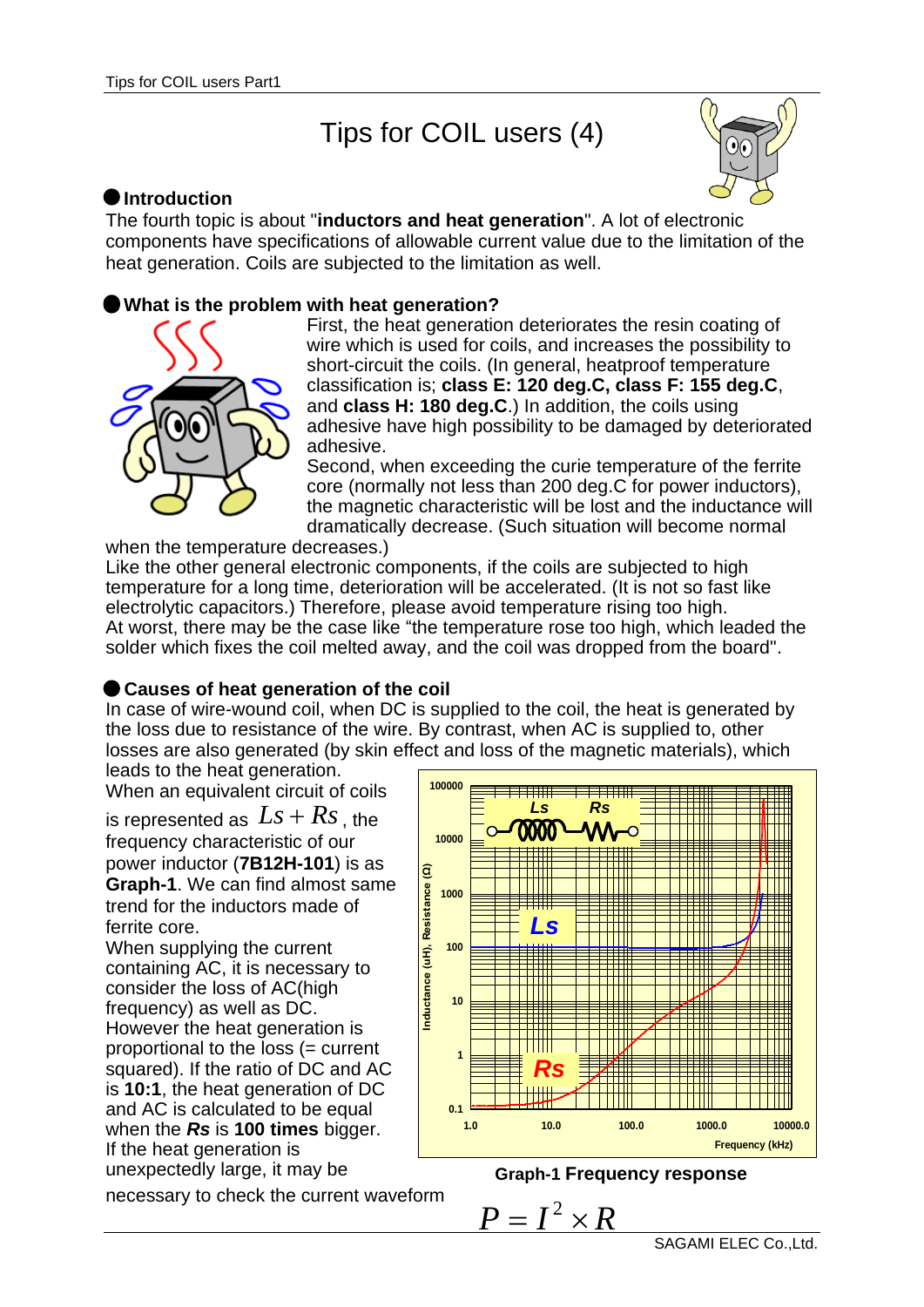# Tips for COIL users (4)

## Introduction

The fourth topic is about "**inductors and heat generation**". A lot of electronic components have specifications of allowable current value due to the limitation of the heat generation. Coils are subjected to the limitation as well.

## What is the problem with heat generation?

First, the heat generation deteriorates the resin coating of wire which is used for coils, and increases the possibility to short-circuit the coils. (In general, heatproof temperature classification is; **class E: 120 deg.C, class F: 155 deg.C**, and **class H: 180 deg.C**.) In addition, the coils using adhesive have high possibility to be damaged by deteriorated adhesive.

Second, when exceeding the curie temperature of the ferrite core (normally not less than 200 deg.C for power inductors), the magnetic characteristic will be lost and the inductance will dramatically decrease. (Such situation will become normal when the temperature decreases.)

Like the other general electronic components, if the coils are subjected to high temperature for a long time, deterioration will be accelerated. (It is not so fast like electrolytic capacitors.) Therefore, please avoid temperature rising too high.

At worst, there may be the case like "the temperature rose too high, which leaded the solder which fixes the coil melted away, and the coil was dropped from the board".

## Causes of heat generation of the coil

In case of wire-wound coil, when DC is supplied to the coil, the heat is generated by the loss due to resistance of the wire. By contrast, when AC is supplied to, other losses are also generated (by skin effect and loss of the magnetic materials), which leads to the heat generation.

When an equivalent circuit of coils is represented as $Ls + Rs$, the frequency characteristic of our power inductor (**7B12H-101**) is as **Graph-1**. We can find almost same trend for the inductors made of ferrite core.

When supplying the current containing AC, it is necessary to consider the loss of AC(high frequency) as well as DC. However the heat generation is proportional to the loss (= current squared). If the ratio of DC and AC is **10:1**, the heat generation of DC and AC is calculated to be equal when the ***Rs*** is **100 times** bigger. If the heat generation is unexpectedly large, it may be necessary to check the current waveform

**Graph-1 Frequency response**

$$P = I^2 \times R$$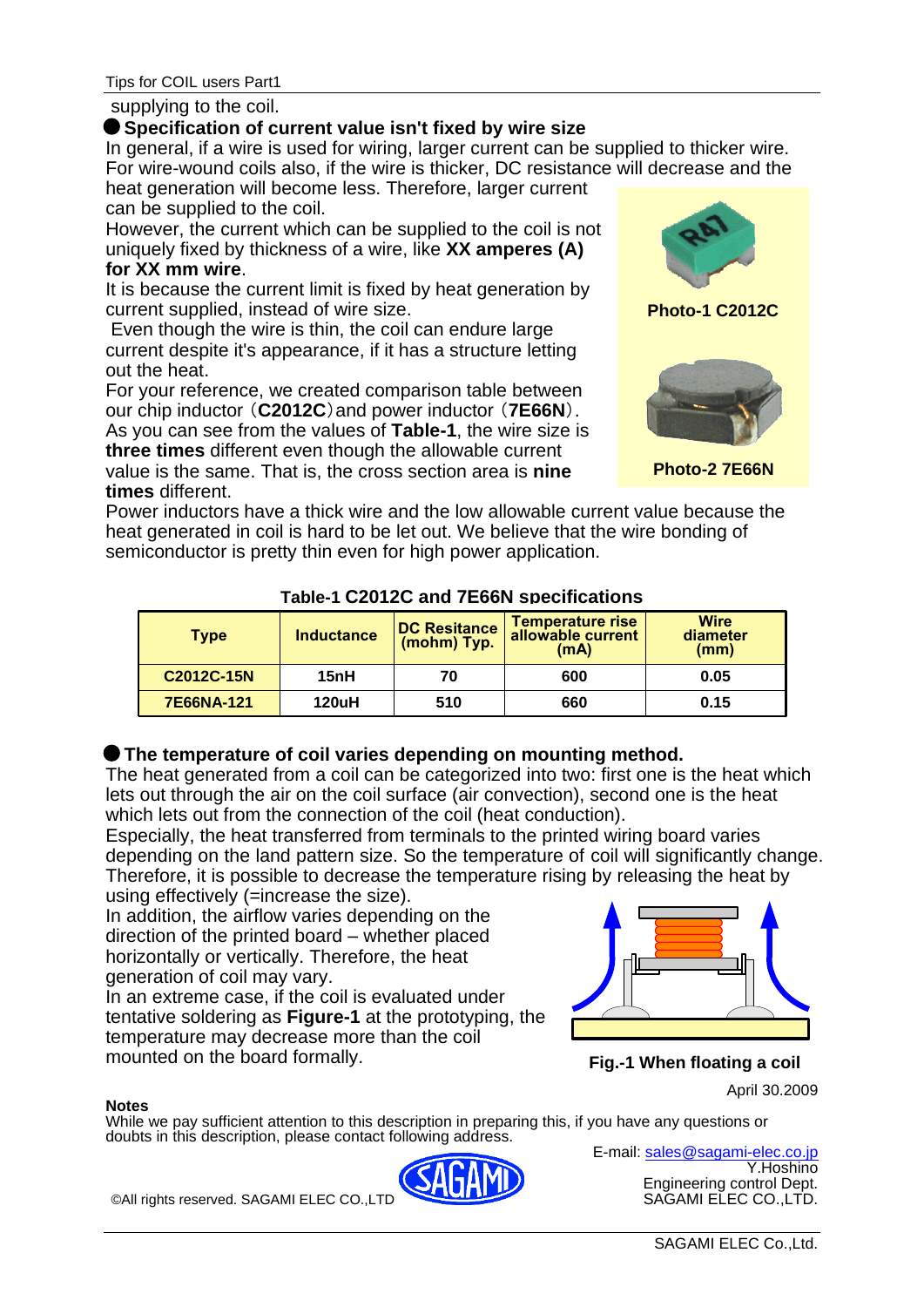supplying to the coil.

## ● Specification of current value isn't fixed by wire size

In general, if a wire is used for wiring, larger current can be supplied to thicker wire. For wire-wound coils also, if the wire is thicker, DC resistance will decrease and the heat generation will become less. Therefore, larger current can be supplied to the coil.

However, the current which can be supplied to the coil is not uniquely fixed by thickness of a wire, like **XX amperes (A) for XX mm wire**.

It is because the current limit is fixed by heat generation by current supplied, instead of wire size.

Even though the wire is thin, the coil can endure large current despite it's appearance, if it has a structure letting out the heat.

For your reference, we created comparison table between our chip inductor（**C2012C**）and power inductor（**7E66N**）. As you can see from the values of **Table-1**, the wire size is **three times** different even though the allowable current value is the same. That is, the cross section area is **nine times** different.

**Photo-1 C2012C**

**Photo-2 7E66N**

Power inductors have a thick wire and the low allowable current value because the heat generated in coil is hard to be let out. We believe that the wire bonding of semiconductor is pretty thin even for high power application.

**Table-1 C2012C and 7E66N specifications**

| Type | Inductance | DC Resitance (mohm) Typ. | Temperature rise allowable current (mA) | Wire diameter (mm) |
|---|---|---|---|---|
| C2012C-15N | 15nH | 70 | 600 | 0.05 |
| 7E66NA-121 | 120uH | 510 | 660 | 0.15 |

## ● The temperature of coil varies depending on mounting method.

The heat generated from a coil can be categorized into two: first one is the heat which lets out through the air on the coil surface (air convection), second one is the heat which lets out from the connection of the coil (heat conduction).

Especially, the heat transferred from terminals to the printed wiring board varies depending on the land pattern size. So the temperature of coil will significantly change. Therefore, it is possible to decrease the temperature rising by releasing the heat by using effectively (=increase the size).

In addition, the airflow varies depending on the direction of the printed board – whether placed horizontally or vertically. Therefore, the heat generation of coil may vary.

In an extreme case, if the coil is evaluated under tentative soldering as **Figure-1** at the prototyping, the temperature may decrease more than the coil mounted on the board formally.

**Fig.-1 When floating a coil**

April 30.2009

**Notes**

While we pay sufficient attention to this description in preparing this, if you have any questions or doubts in this description, please contact following address.

E-mail: sales@sagami-elec.co.jp
Y.Hoshino
Engineering control Dept.
SAGAMI ELEC CO.,LTD.

©All rights reserved. SAGAMI ELEC CO.,LTD